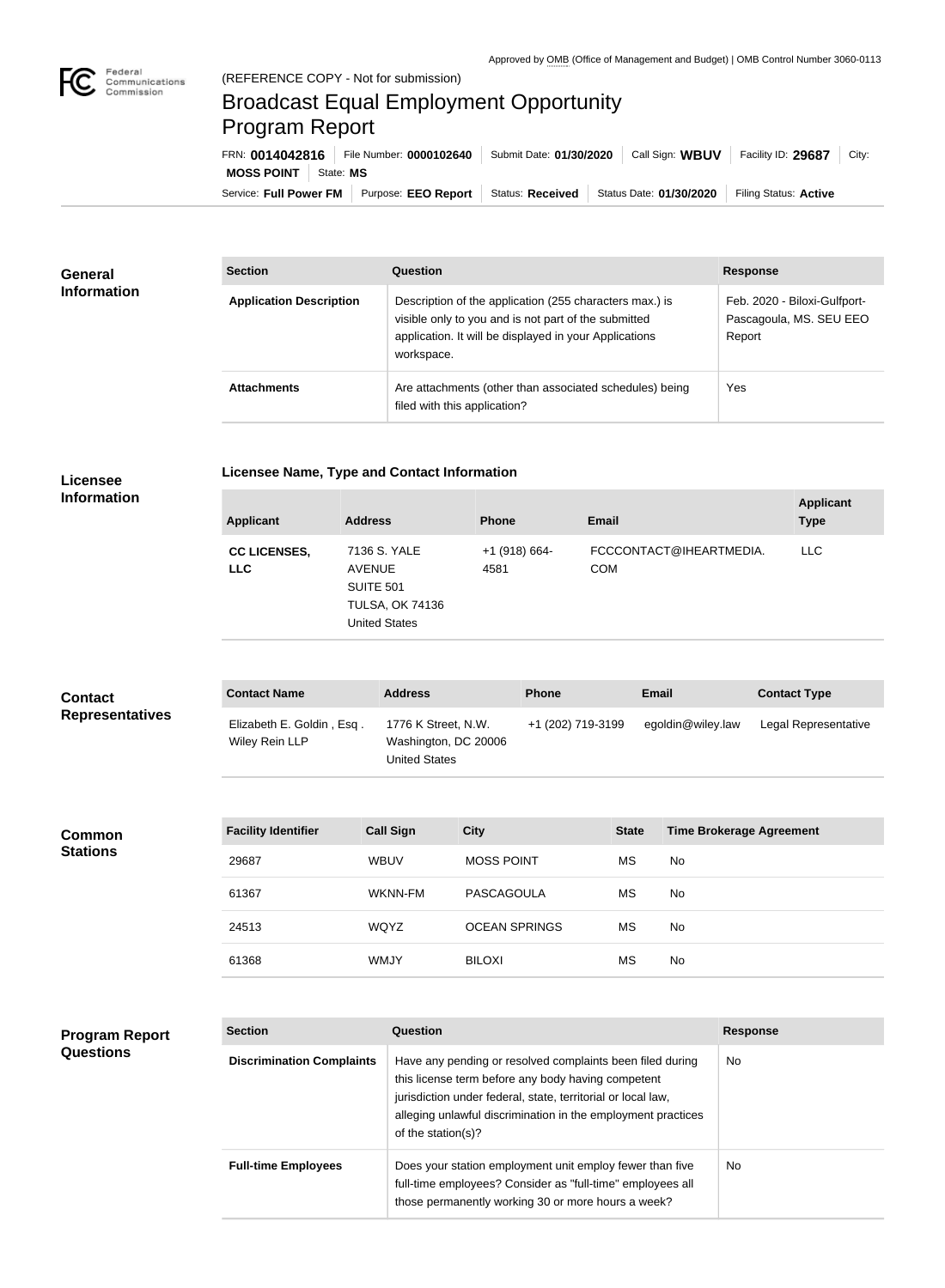Approved by OMB (Office of Management and Budget) | OMB Control Number 3060-0113

(REFERENCE COPY - Not for submission)

# Broadcast Equal Employment Opportunity Program Report

FRN: **0014042816** | File Number: **0000102640** | Submit Date: **01/30/2020** | Call Sign: **WBUV** | Facility ID: **29687** | City: **MOSS POINT** | State: **MS**

Service: **Full Power FM** | Purpose: **EEO Report** | Status: **Received** | Status Date: **01/30/2020** | Filing Status: **Active**

## General Information

| Section | Question | Response |
|---|---|---|
| **Application Description** | Description of the application (255 characters max.) is visible only to you and is not part of the submitted application. It will be displayed in your Applications workspace. | Feb. 2020 - Biloxi-Gulfport-Pascagoula, MS. SEU EEO Report |
| **Attachments** | Are attachments (other than associated schedules) being filed with this application? | Yes |

## Licensee Information

**Licensee Name, Type and Contact Information**

| Applicant | Address | Phone | Email | Applicant Type |
|---|---|---|---|---|
| **CC LICENSES, LLC** | 7136 S. YALE AVENUE SUITE 501 TULSA, OK 74136 United States | +1 (918) 664-4581 | FCCCONTACT@IHEARTMEDIA.COM | LLC |

## Contact Representatives

| Contact Name | Address | Phone | Email | Contact Type |
|---|---|---|---|---|
| Elizabeth E. Goldin , Esq . Wiley Rein LLP | 1776 K Street, N.W. Washington, DC 20006 United States | +1 (202) 719-3199 | egoldin@wiley.law | Legal Representative |

## Common Stations

| Facility Identifier | Call Sign | City | State | Time Brokerage Agreement |
|---|---|---|---|---|
| 29687 | WBUV | MOSS POINT | MS | No |
| 61367 | WKNN-FM | PASCAGOULA | MS | No |
| 24513 | WQYZ | OCEAN SPRINGS | MS | No |
| 61368 | WMJY | BILOXI | MS | No |

## Program Report Questions

| Section | Question | Response |
|---|---|---|
| **Discrimination Complaints** | Have any pending or resolved complaints been filed during this license term before any body having competent jurisdiction under federal, state, territorial or local law, alleging unlawful discrimination in the employment practices of the station(s)? | No |
| **Full-time Employees** | Does your station employment unit employ fewer than five full-time employees? Consider as "full-time" employees all those permanently working 30 or more hours a week? | No |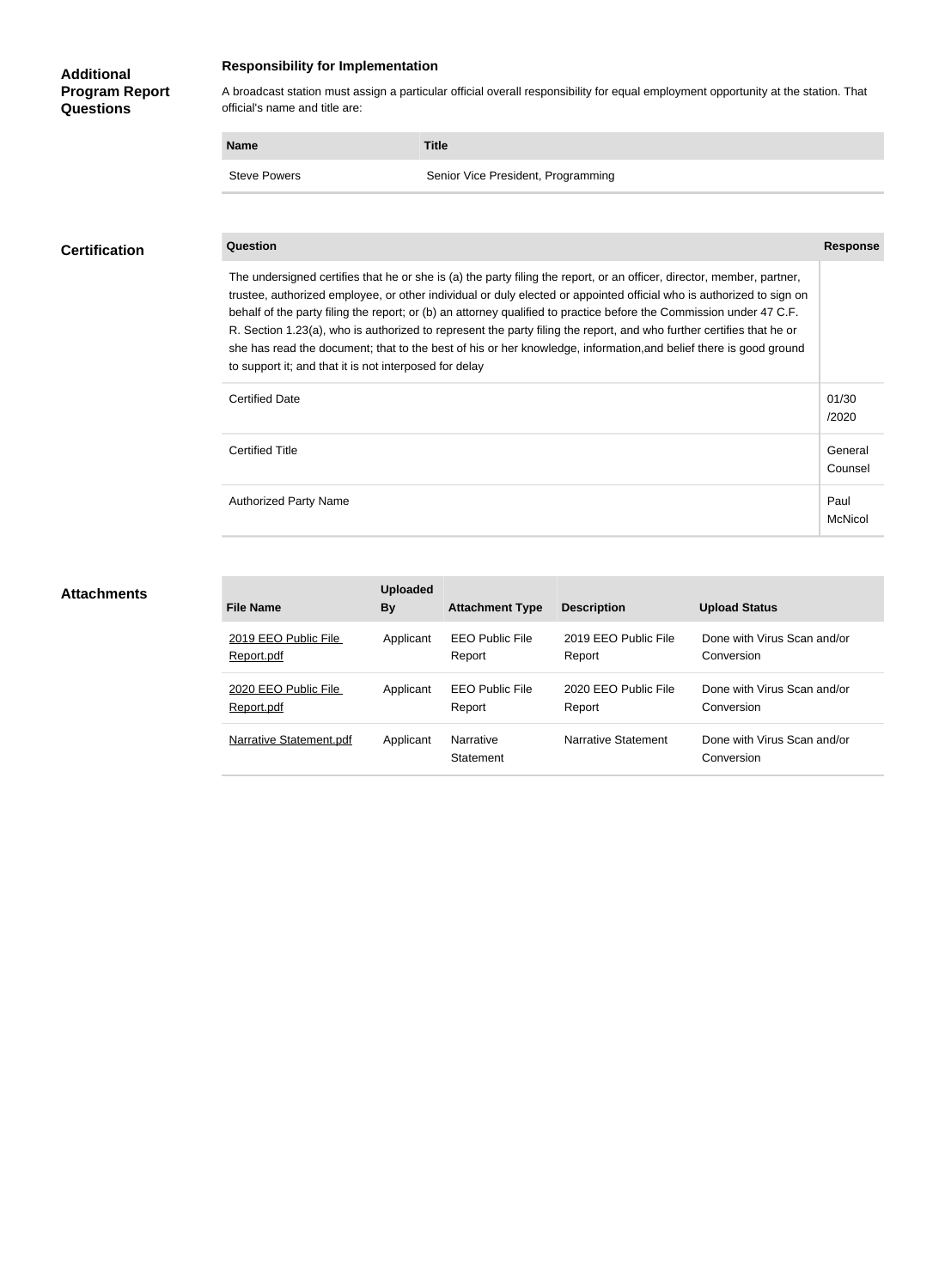## Additional Program Report Questions

### Responsibility for Implementation

A broadcast station must assign a particular official overall responsibility for equal employment opportunity at the station. That official's name and title are:

| Name | Title |
|---|---|
| Steve Powers | Senior Vice President, Programming |

## Certification

| Question | Response |
|---|---|
| The undersigned certifies that he or she is (a) the party filing the report, or an officer, director, member, partner, trustee, authorized employee, or other individual or duly elected or appointed official who is authorized to sign on behalf of the party filing the report; or (b) an attorney qualified to practice before the Commission under 47 C.F. R. Section 1.23(a), who is authorized to represent the party filing the report, and who further certifies that he or she has read the document; that to the best of his or her knowledge, information,and belief there is good ground to support it; and that it is not interposed for delay | |
| Certified Date | 01/30/2020 |
| Certified Title | General Counsel |
| Authorized Party Name | Paul McNicol |

## Attachments

| File Name | Uploaded By | Attachment Type | Description | Upload Status |
|---|---|---|---|---|
| 2019 EEO Public File Report.pdf | Applicant | EEO Public File Report | 2019 EEO Public File Report | Done with Virus Scan and/or Conversion |
| 2020 EEO Public File Report.pdf | Applicant | EEO Public File Report | 2020 EEO Public File Report | Done with Virus Scan and/or Conversion |
| Narrative Statement.pdf | Applicant | Narrative Statement | Narrative Statement | Done with Virus Scan and/or Conversion |